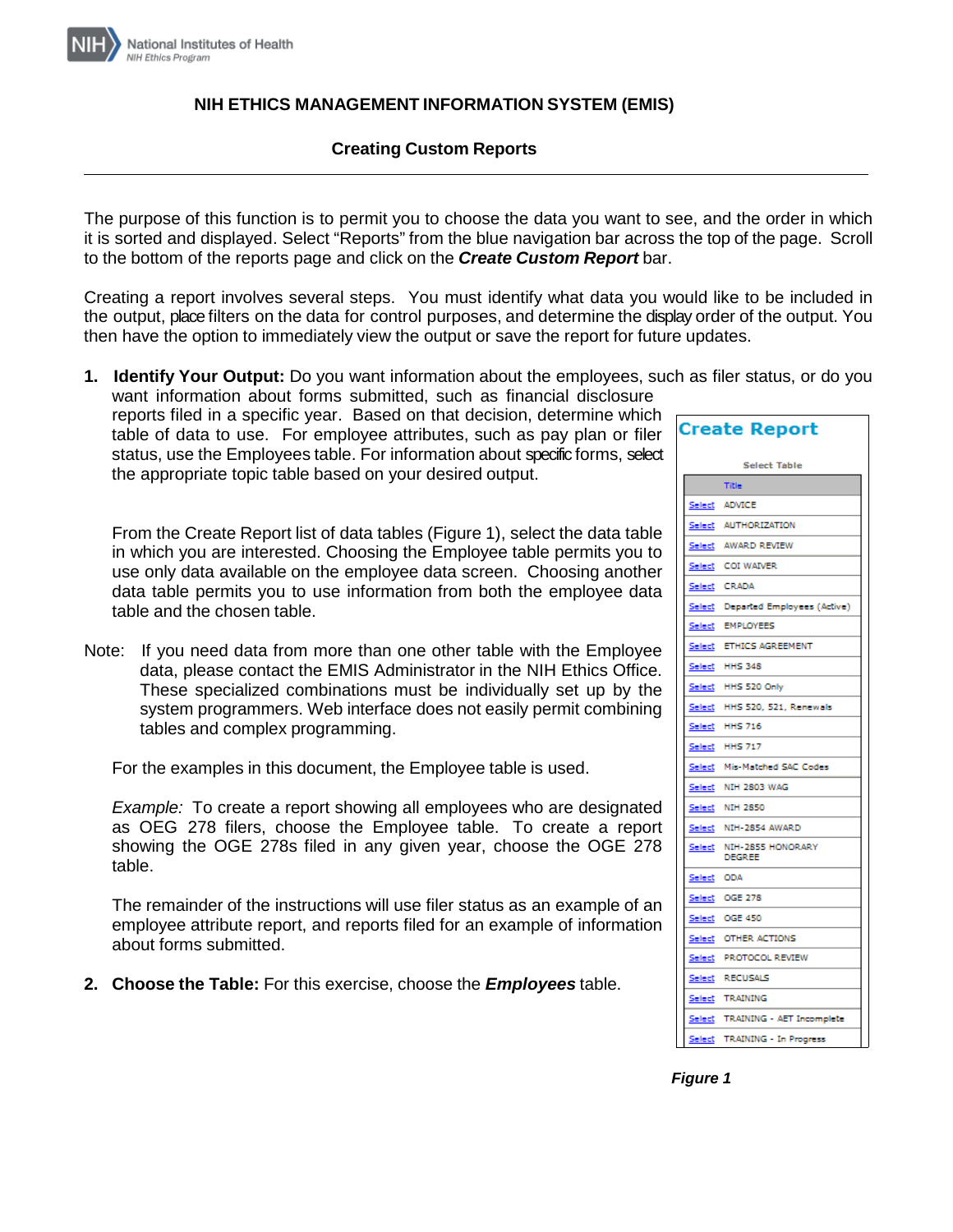NIH National Institutes of Health
NIH Ethics Program

# NIH ETHICS MANAGEMENT INFORMATION SYSTEM (EMIS)

## Creating Custom Reports

---

The purpose of this function is to permit you to choose the data you want to see, and the order in which it is sorted and displayed. Select "Reports" from the blue navigation bar across the top of the page. Scroll to the bottom of the reports page and click on the ***Create Custom Report*** bar.

Creating a report involves several steps. You must identify what data you would like to be included in the output, place filters on the data for control purposes, and determine the display order of the output. You then have the option to immediately view the output or save the report for future updates.

1. **Identify Your Output:** Do you want information about the employees, such as filer status, or do you want information about forms submitted, such as financial disclosure reports filed in a specific year. Based on that decision, determine which table of data to use. For employee attributes, such as pay plan or filer status, use the Employees table. For information about specific forms, select the appropriate topic table based on your desired output.

   From the Create Report list of data tables (Figure 1), select the data table in which you are interested. Choosing the Employee table permits you to use only data available on the employee data screen. Choosing another data table permits you to use information from both the employee data table and the chosen table.

Note: If you need data from more than one other table with the Employee data, please contact the EMIS Administrator in the NIH Ethics Office. These specialized combinations must be individually set up by the system programmers. Web interface does not easily permit combining tables and complex programming.

   For the examples in this document, the Employee table is used.

   *Example:* To create a report showing all employees who are designated as OEG 278 filers, choose the Employee table. To create a report showing the OGE 278s filed in any given year, choose the OGE 278 table.

   The remainder of the instructions will use filer status as an example of an employee attribute report, and reports filed for an example of information about forms submitted.

2. **Choose the Table:** For this exercise, choose the ***Employees*** table.

**Create Report**

Select Table

| | Title |
|---|---|
| Select | ADVICE |
| Select | AUTHORIZATION |
| Select | AWARD REVIEW |
| Select | COI WAIVER |
| Select | CRADA |
| Select | Departed Employees (Active) |
| Select | EMPLOYEES |
| Select | ETHICS AGREEMENT |
| Select | HHS 348 |
| Select | HHS 520 Only |
| Select | HHS 520, 521, Renewals |
| Select | HHS 716 |
| Select | HHS 717 |
| Select | Mis-Matched SAC Codes |
| Select | NIH 2803 WAG |
| Select | NIH 2850 |
| Select | NIH-2854 AWARD |
| Select | NIH-2855 HONORARY DEGREE |
| Select | ODA |
| Select | OGE 278 |
| Select | OGE 450 |
| Select | OTHER ACTIONS |
| Select | PROTOCOL REVIEW |
| Select | RECUSALS |
| Select | TRAINING |
| Select | TRAINING - AET Incomplete |
| Select | TRAINING - In Progress |

***Figure 1***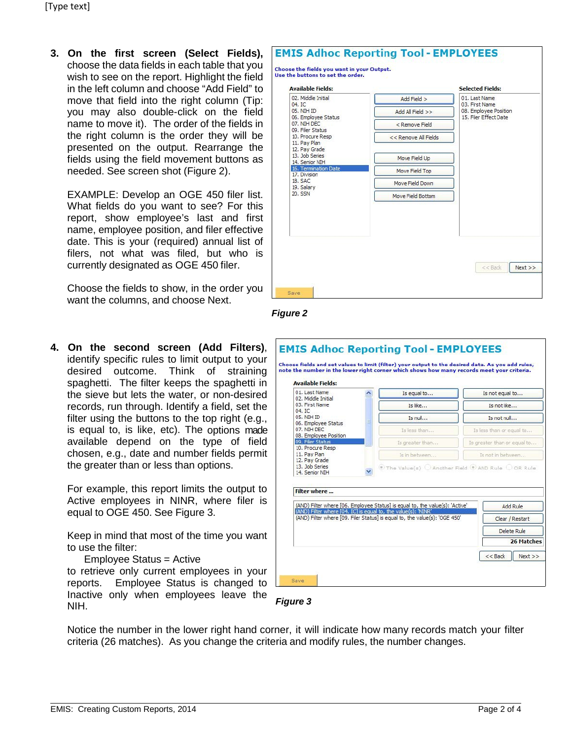3. **On the first screen (Select Fields),** choose the data fields in each table that you wish to see on the report. Highlight the field in the left column and choose "Add Field" to move that field into the right column (Tip: you may also double-click on the field name to move it). The order of the fields in the right column is the order they will be presented on the output. Rearrange the fields using the field movement buttons as needed. See screen shot (Figure 2).

   EXAMPLE: Develop an OGE 450 filer list. What fields do you want to see? For this report, show employee's last and first name, employee position, and filer effective date. This is your (required) annual list of filers, not what was filed, but who is currently designated as OGE 450 filer.

   Choose the fields to show, in the order you want the columns, and choose Next.

**EMIS Adhoc Reporting Tool - EMPLOYEES**

Choose the fields you want in your Output.
Use the buttons to set the order.

Available Fields:
02. Middle Initial
04. IC
05. NIH ID
06. Employee Status
07. NIH DEC
09. Filer Status
10. Procure Resp
11. Pay Plan
12. Pay Grade
13. Job Series
14. Senior NIH
16. Termination Date
17. Division
18. SAC
19. Salary
20. SSN

Add Field > | Add All Field >> | < Remove Field | << Remove All Fields | Move Field Up | Move Field Top | Move Field Down | Move Field Bottom

Selected Fields:
01. Last Name
03. First Name
08. Employee Position
15. Fier Effect Date

<< Back | Next >> | Save

*Figure 2*

4. **On the second screen (Add Filters)**, identify specific rules to limit output to your desired outcome. Think of straining spaghetti. The filter keeps the spaghetti in the sieve but lets the water, or non-desired records, run through. Identify a field, set the filter using the buttons to the top right (e.g., is equal to, is like, etc). The options made available depend on the type of field chosen, e.g., date and number fields permit the greater than or less than options.

   For example, this report limits the output to Active employees in NINR, where filer is equal to OGE 450. See Figure 3.

   Keep in mind that most of the time you want to use the filter:
   Employee Status = Active
   to retrieve only current employees in your reports. Employee Status is changed to Inactive only when employees leave the NIH.

**EMIS Adhoc Reporting Tool - EMPLOYEES**

Choose fields and set values to limit (filter) your output to the desired data. As you add rules, note the number in the lower right corner which shows how many records meet your criteria.

Available Fields:
01. Last Name
02. Middle Initial
03. First Name
04. IC
05. NIH ID
06. Employee Status
07. NIH DEC
08. Employee Position
09. Filer Status
10. Procure Resp
11. Pay Plan
12. Pay Grade
13. Job Series
14. Senior NIH

Is equal to... | Is not equal to... | Is like... | Is not like... | Is null... | Is not null... | Is less than... | Is less than or equal to... | Is greater than... | Is greater than or equal to... | Is in between... | Is not in between...

The Value(s) | Another Field | AND Rule | OR Rule

Filter where ...

(AND) Filter where [06. Employee Status] is equal to, the value(s): 'Active'
(AND) Filter where [04. IC] is equal to, the value(s): 'NINR'
(AND) Filter where [09. Filer Status] is equal to, the value(s): 'OGE 450'

Add Rule | Clear / Restart | Delete Rule | 26 Matches

<< Back | Next >> | Save

*Figure 3*

Notice the number in the lower right hand corner, it will indicate how many records match your filter criteria (26 matches). As you change the criteria and modify rules, the number changes.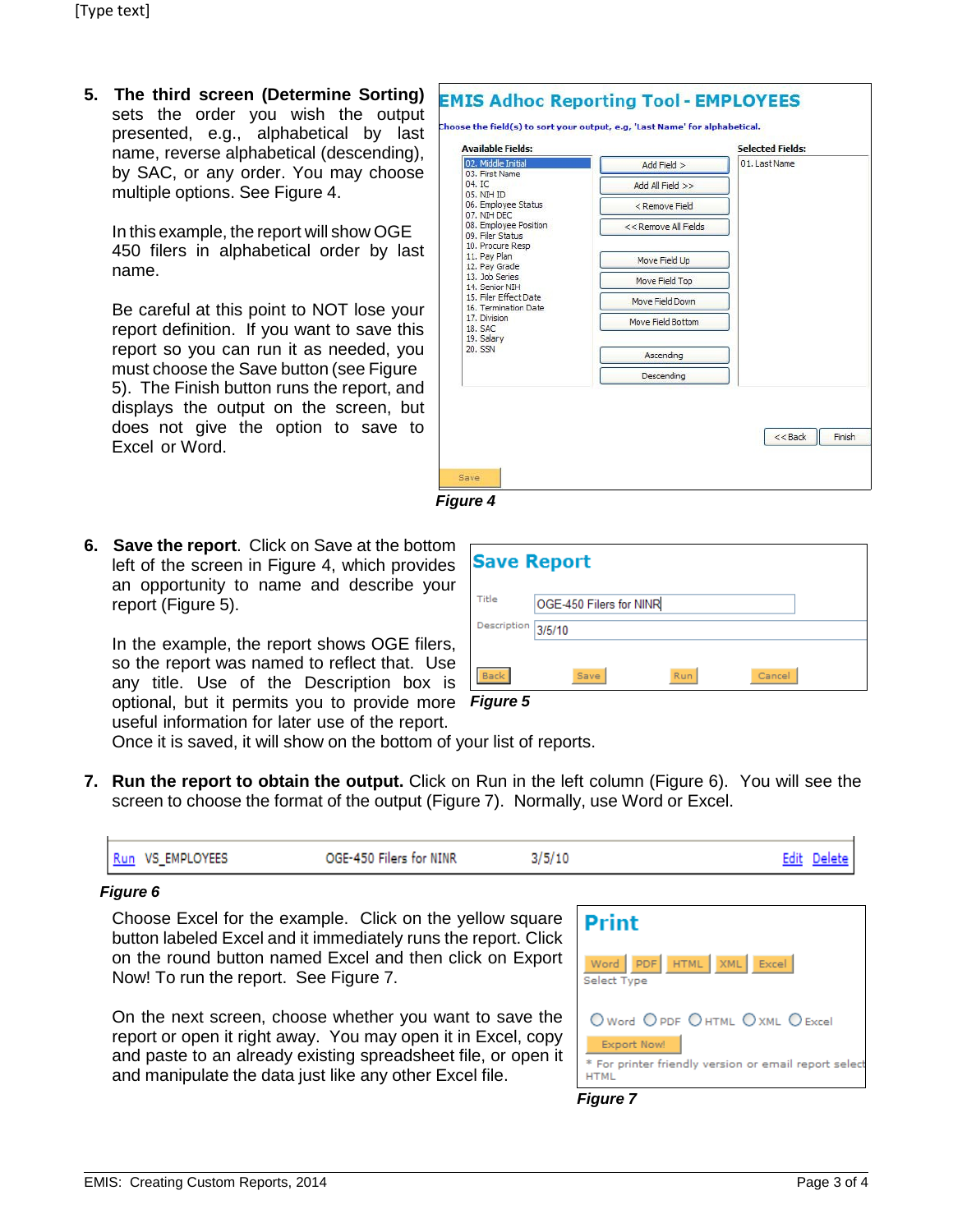5. **The third screen (Determine Sorting)** sets the order you wish the output presented, e.g., alphabetical by last name, reverse alphabetical (descending), by SAC, or any order. You may choose multiple options. See Figure 4.

   In this example, the report will show OGE 450 filers in alphabetical order by last name.

   Be careful at this point to NOT lose your report definition. If you want to save this report so you can run it as needed, you must choose the Save button (see Figure 5). The Finish button runs the report, and displays the output on the screen, but does not give the option to save to Excel or Word.

**EMIS Adhoc Reporting Tool - EMPLOYEES**

Choose the field(s) to sort your output, e.g, 'Last Name' for alphabetical.

| Available Fields: | | Selected Fields: |
|---|---|---|
| 02. Middle Initial | Add Field > | 01. Last Name |
| 03. First Name | Add All Field >> | |
| 04. IC | < Remove Field | |
| 05. NIH ID | << Remove All Fields | |
| 06. Employee Status | Move Field Up | |
| 07. NIH DEC | Move Field Top | |
| 08. Employee Position | Move Field Down | |
| 09. Filer Status | Move Field Bottom | |
| 10. Procure Resp | Ascending | |
| 11. Pay Plan | Descending | |
| 12. Pay Grade | | |
| 13. Job Series | | |
| 14. Senior NIH | | |
| 15. Filer Effect Date | | |
| 16. Termination Date | | |
| 17. Division | | |
| 18. SAC | | |
| 19. Salary | | |
| 20. SSN | | |

<<Back Finish

Save

*Figure 4*

6. **Save the report**. Click on Save at the bottom left of the screen in Figure 4, which provides an opportunity to name and describe your report (Figure 5).

   In the example, the report shows OGE filers, so the report was named to reflect that. Use any title. Use of the Description box is optional, but it permits you to provide more useful information for later use of the report. Once it is saved, it will show on the bottom of your list of reports.

**Save Report**

Title: OGE-450 Filers for NINR

Description: 3/5/10

Back Save Run Cancel

*Figure 5*

7. **Run the report to obtain the output.** Click on Run in the left column (Figure 6). You will see the screen to choose the format of the output (Figure 7). Normally, use Word or Excel.

| Run | VS_EMPLOYEES | OGE-450 Filers for NINR | 3/5/10 | Edit | Delete |
|---|---|---|---|---|---|

*Figure 6*

Choose Excel for the example. Click on the yellow square button labeled Excel and it immediately runs the report. Click on the round button named Excel and then click on Export Now! To run the report. See Figure 7.

On the next screen, choose whether you want to save the report or open it right away. You may open it in Excel, copy and paste to an already existing spreadsheet file, or open it and manipulate the data just like any other Excel file.

**Print**

Word PDF HTML XML Excel

Select Type

○ Word ○ PDF ○ HTML ○ XML ○ Excel

Export Now!

* For printer friendly version or email report select HTML

*Figure 7*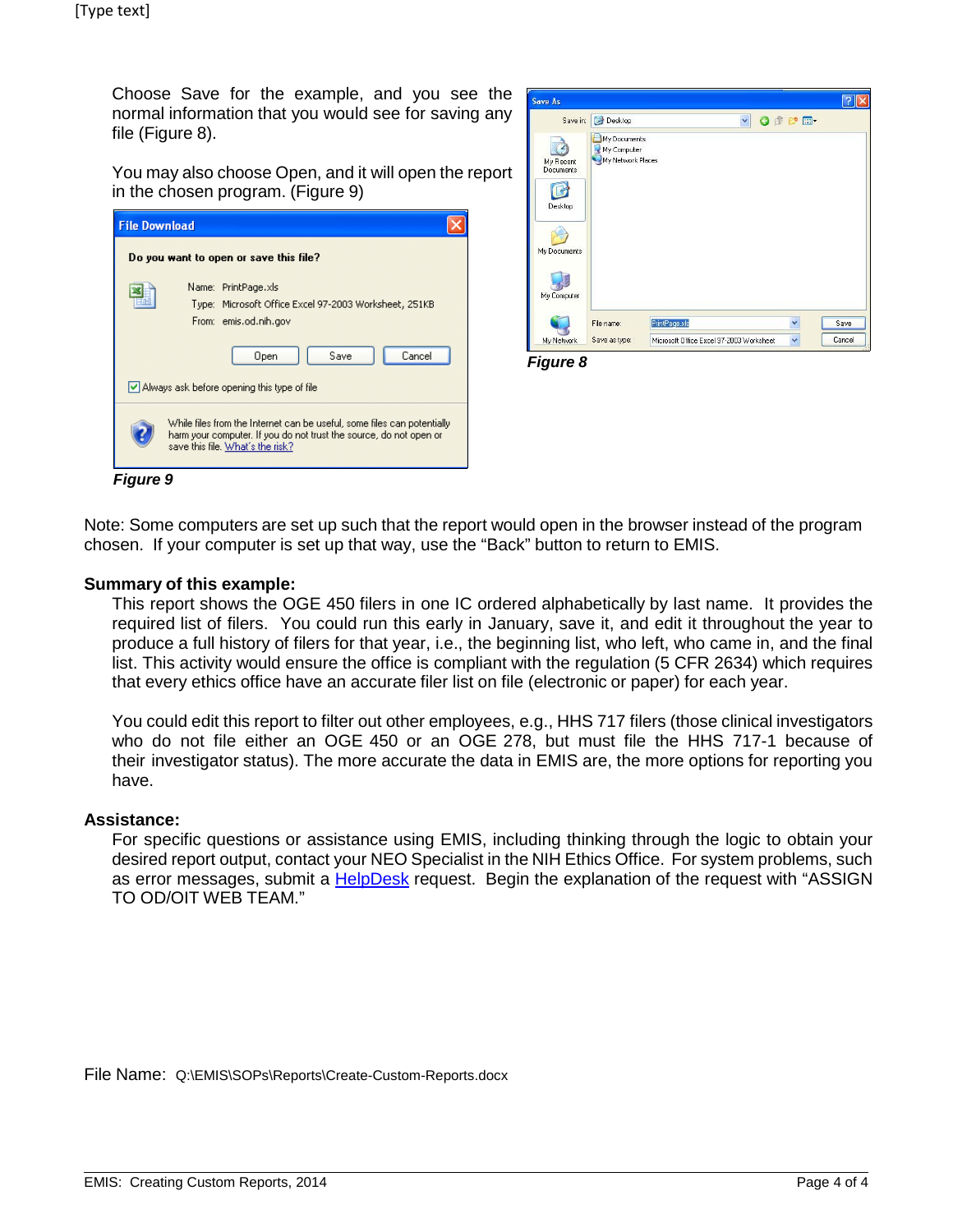Choose Save for the example, and you see the normal information that you would see for saving any file (Figure 8).

You may also choose Open, and it will open the report in the chosen program. (Figure 9)

*Figure 9*

*Figure 8*

Note: Some computers are set up such that the report would open in the browser instead of the program chosen. If your computer is set up that way, use the “Back” button to return to EMIS.

**Summary of this example:**

This report shows the OGE 450 filers in one IC ordered alphabetically by last name. It provides the required list of filers. You could run this early in January, save it, and edit it throughout the year to produce a full history of filers for that year, i.e., the beginning list, who left, who came in, and the final list. This activity would ensure the office is compliant with the regulation (5 CFR 2634) which requires that every ethics office have an accurate filer list on file (electronic or paper) for each year.

You could edit this report to filter out other employees, e.g., HHS 717 filers (those clinical investigators who do not file either an OGE 450 or an OGE 278, but must file the HHS 717-1 because of their investigator status). The more accurate the data in EMIS are, the more options for reporting you have.

**Assistance:**

For specific questions or assistance using EMIS, including thinking through the logic to obtain your desired report output, contact your NEO Specialist in the NIH Ethics Office. For system problems, such as error messages, submit a HelpDesk request. Begin the explanation of the request with “ASSIGN TO OD/OIT WEB TEAM.”

File Name: Q:\EMIS\SOPs\Reports\Create-Custom-Reports.docx